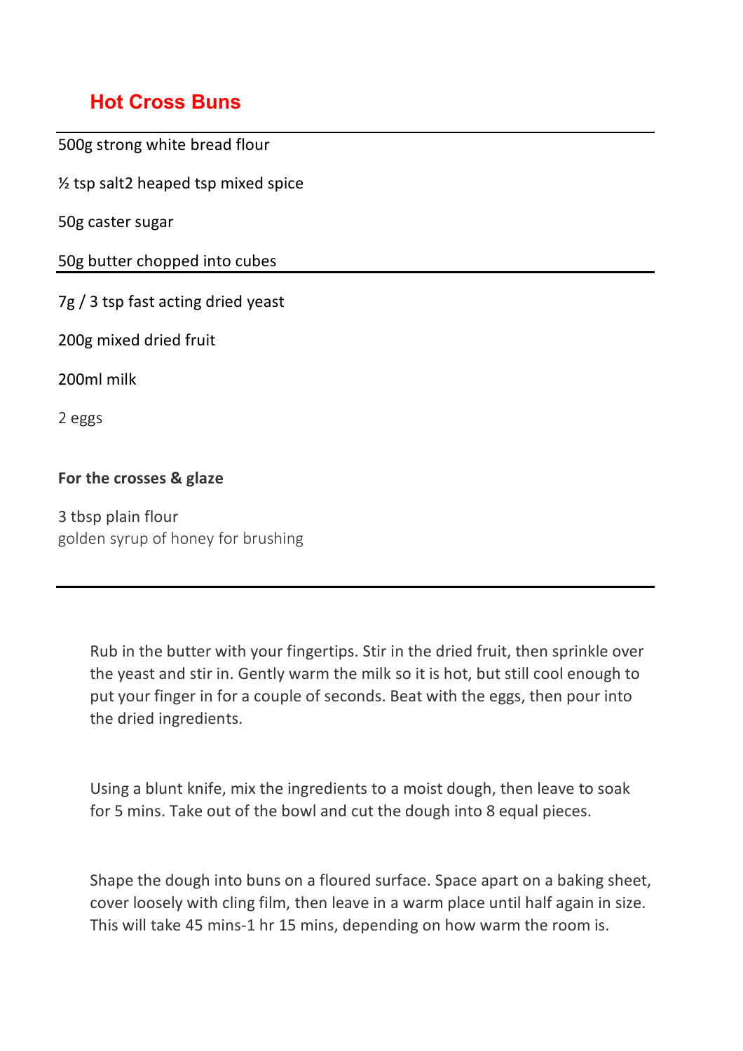# Hot Cross Buns

500g strong white bread flour

½ tsp salt2 heaped tsp mixed spice

50g caster sugar

50g butter chopped into cubes

7g / 3 tsp fast acting dried yeast

200g mixed dried fruit

200ml milk

2 eggs

**For the crosses & glaze**

3 tbsp plain flour
golden syrup of honey for brushing

---

Rub in the butter with your fingertips. Stir in the dried fruit, then sprinkle over the yeast and stir in. Gently warm the milk so it is hot, but still cool enough to put your finger in for a couple of seconds. Beat with the eggs, then pour into the dried ingredients.

Using a blunt knife, mix the ingredients to a moist dough, then leave to soak for 5 mins. Take out of the bowl and cut the dough into 8 equal pieces.

Shape the dough into buns on a floured surface. Space apart on a baking sheet, cover loosely with cling film, then leave in a warm place until half again in size. This will take 45 mins-1 hr 15 mins, depending on how warm the room is.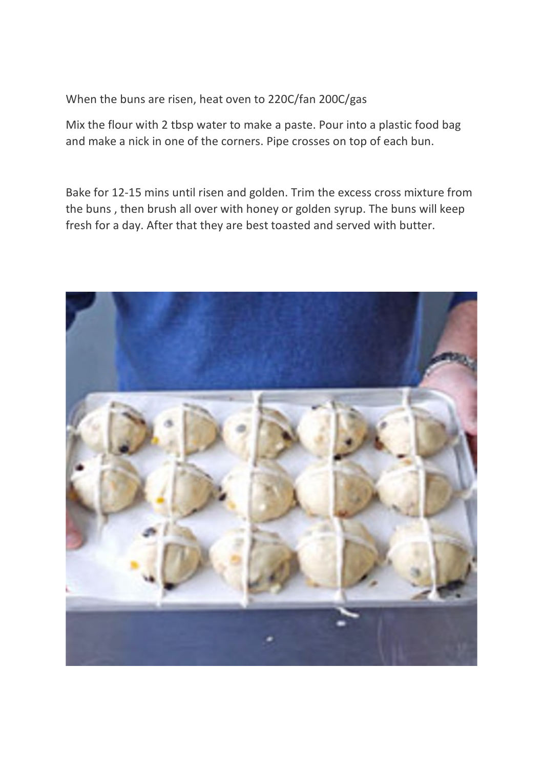When the buns are risen, heat oven to 220C/fan 200C/gas

Mix the flour with 2 tbsp water to make a paste. Pour into a plastic food bag and make a nick in one of the corners. Pipe crosses on top of each bun.

Bake for 12-15 mins until risen and golden. Trim the excess cross mixture from the buns , then brush all over with honey or golden syrup. The buns will keep fresh for a day. After that they are best toasted and served with butter.